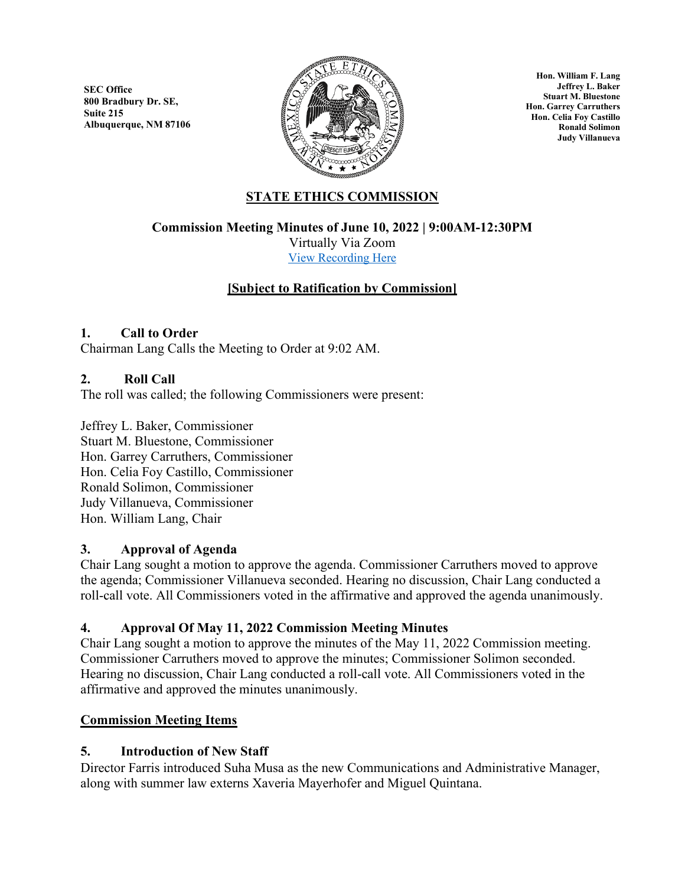SEC Office
800 Bradbury Dr. SE,
Suite 215
Albuquerque, NM 87106

Hon. William F. Lang
Jeffrey L. Baker
Stuart M. Bluestone
Hon. Garrey Carruthers
Hon. Celia Foy Castillo
Ronald Solimon
Judy Villanueva

# STATE ETHICS COMMISSION

**Commission Meeting Minutes of June 10, 2022 | 9:00AM-12:30PM**

Virtually Via Zoom

[View Recording Here]

**[Subject to Ratification by Commission]**

### 1. Call to Order

Chairman Lang Calls the Meeting to Order at 9:02 AM.

### 2. Roll Call

The roll was called; the following Commissioners were present:

Jeffrey L. Baker, Commissioner
Stuart M. Bluestone, Commissioner
Hon. Garrey Carruthers, Commissioner
Hon. Celia Foy Castillo, Commissioner
Ronald Solimon, Commissioner
Judy Villanueva, Commissioner
Hon. William Lang, Chair

### 3. Approval of Agenda

Chair Lang sought a motion to approve the agenda. Commissioner Carruthers moved to approve the agenda; Commissioner Villanueva seconded. Hearing no discussion, Chair Lang conducted a roll-call vote. All Commissioners voted in the affirmative and approved the agenda unanimously.

### 4. Approval Of May 11, 2022 Commission Meeting Minutes

Chair Lang sought a motion to approve the minutes of the May 11, 2022 Commission meeting. Commissioner Carruthers moved to approve the minutes; Commissioner Solimon seconded. Hearing no discussion, Chair Lang conducted a roll-call vote. All Commissioners voted in the affirmative and approved the minutes unanimously.

## Commission Meeting Items

### 5. Introduction of New Staff

Director Farris introduced Suha Musa as the new Communications and Administrative Manager, along with summer law externs Xaveria Mayerhofer and Miguel Quintana.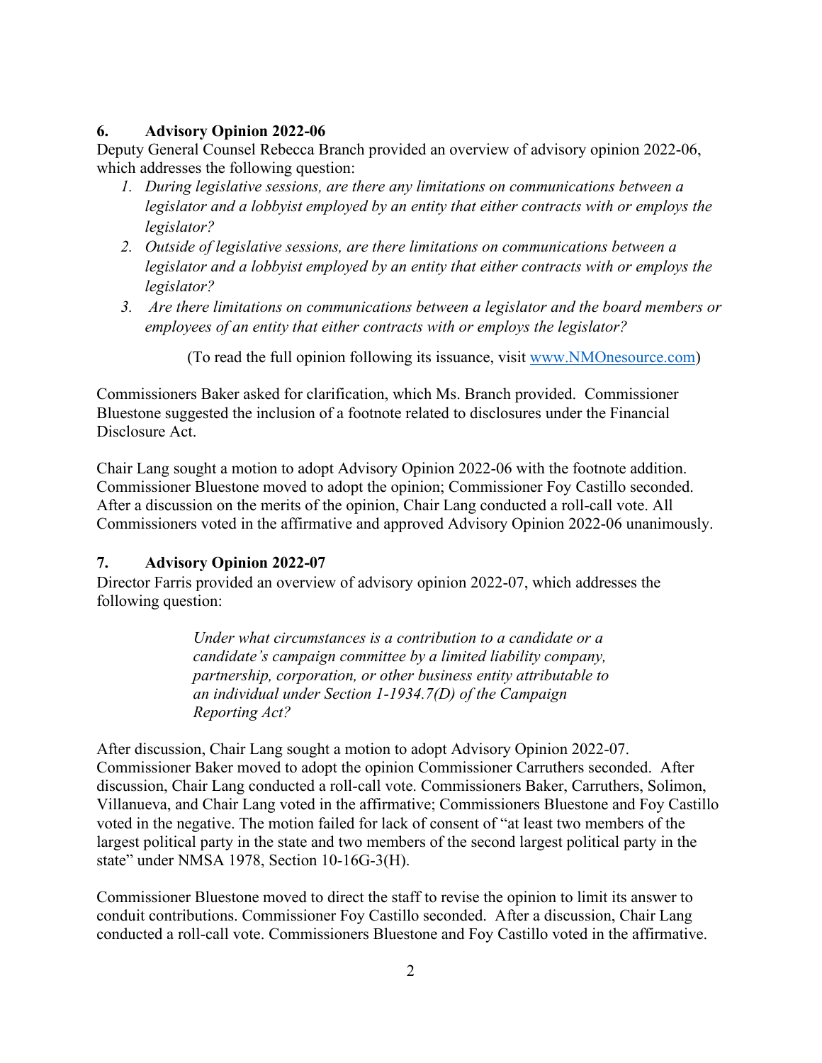### 6. Advisory Opinion 2022-06

Deputy General Counsel Rebecca Branch provided an overview of advisory opinion 2022-06, which addresses the following question:

1. *During legislative sessions, are there any limitations on communications between a legislator and a lobbyist employed by an entity that either contracts with or employs the legislator?*
2. *Outside of legislative sessions, are there limitations on communications between a legislator and a lobbyist employed by an entity that either contracts with or employs the legislator?*
3. *Are there limitations on communications between a legislator and the board members or employees of an entity that either contracts with or employs the legislator?*

(To read the full opinion following its issuance, visit www.NMOnesource.com)

Commissioners Baker asked for clarification, which Ms. Branch provided. Commissioner Bluestone suggested the inclusion of a footnote related to disclosures under the Financial Disclosure Act.

Chair Lang sought a motion to adopt Advisory Opinion 2022-06 with the footnote addition. Commissioner Bluestone moved to adopt the opinion; Commissioner Foy Castillo seconded. After a discussion on the merits of the opinion, Chair Lang conducted a roll-call vote. All Commissioners voted in the affirmative and approved Advisory Opinion 2022-06 unanimously.

### 7. Advisory Opinion 2022-07

Director Farris provided an overview of advisory opinion 2022-07, which addresses the following question:

> *Under what circumstances is a contribution to a candidate or a candidate's campaign committee by a limited liability company, partnership, corporation, or other business entity attributable to an individual under Section 1-1934.7(D) of the Campaign Reporting Act?*

After discussion, Chair Lang sought a motion to adopt Advisory Opinion 2022-07. Commissioner Baker moved to adopt the opinion Commissioner Carruthers seconded. After discussion, Chair Lang conducted a roll-call vote. Commissioners Baker, Carruthers, Solimon, Villanueva, and Chair Lang voted in the affirmative; Commissioners Bluestone and Foy Castillo voted in the negative. The motion failed for lack of consent of "at least two members of the largest political party in the state and two members of the second largest political party in the state" under NMSA 1978, Section 10-16G-3(H).

Commissioner Bluestone moved to direct the staff to revise the opinion to limit its answer to conduit contributions. Commissioner Foy Castillo seconded. After a discussion, Chair Lang conducted a roll-call vote. Commissioners Bluestone and Foy Castillo voted in the affirmative.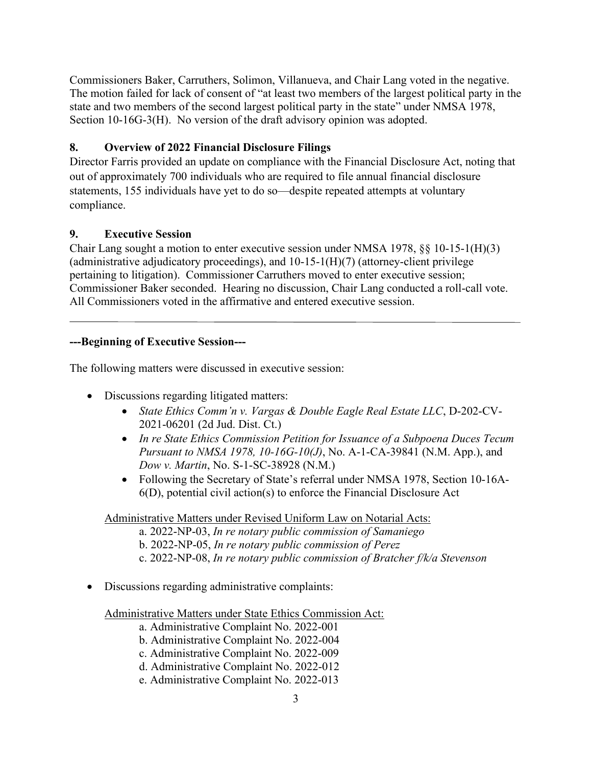Commissioners Baker, Carruthers, Solimon, Villanueva, and Chair Lang voted in the negative. The motion failed for lack of consent of "at least two members of the largest political party in the state and two members of the second largest political party in the state" under NMSA 1978, Section 10-16G-3(H). No version of the draft advisory opinion was adopted.

## 8. Overview of 2022 Financial Disclosure Filings

Director Farris provided an update on compliance with the Financial Disclosure Act, noting that out of approximately 700 individuals who are required to file annual financial disclosure statements, 155 individuals have yet to do so—despite repeated attempts at voluntary compliance.

## 9. Executive Session

Chair Lang sought a motion to enter executive session under NMSA 1978, §§ 10-15-1(H)(3) (administrative adjudicatory proceedings), and 10-15-1(H)(7) (attorney-client privilege pertaining to litigation). Commissioner Carruthers moved to enter executive session; Commissioner Baker seconded. Hearing no discussion, Chair Lang conducted a roll-call vote. All Commissioners voted in the affirmative and entered executive session.

---

**---Beginning of Executive Session---**

The following matters were discussed in executive session:

- Discussions regarding litigated matters:
  - *State Ethics Comm'n v. Vargas & Double Eagle Real Estate LLC*, D-202-CV-2021-06201 (2d Jud. Dist. Ct.)
  - *In re State Ethics Commission Petition for Issuance of a Subpoena Duces Tecum Pursuant to NMSA 1978, 10-16G-10(J)*, No. A-1-CA-39841 (N.M. App.), and *Dow v. Martin*, No. S-1-SC-38928 (N.M.)
  - Following the Secretary of State's referral under NMSA 1978, Section 10-16A-6(D), potential civil action(s) to enforce the Financial Disclosure Act

  Administrative Matters under Revised Uniform Law on Notarial Acts:

  a. 2022-NP-03, *In re notary public commission of Samaniego*
  b. 2022-NP-05, *In re notary public commission of Perez*
  c. 2022-NP-08, *In re notary public commission of Bratcher f/k/a Stevenson*

- Discussions regarding administrative complaints:

  Administrative Matters under State Ethics Commission Act:

  a. Administrative Complaint No. 2022-001
  b. Administrative Complaint No. 2022-004
  c. Administrative Complaint No. 2022-009
  d. Administrative Complaint No. 2022-012
  e. Administrative Complaint No. 2022-013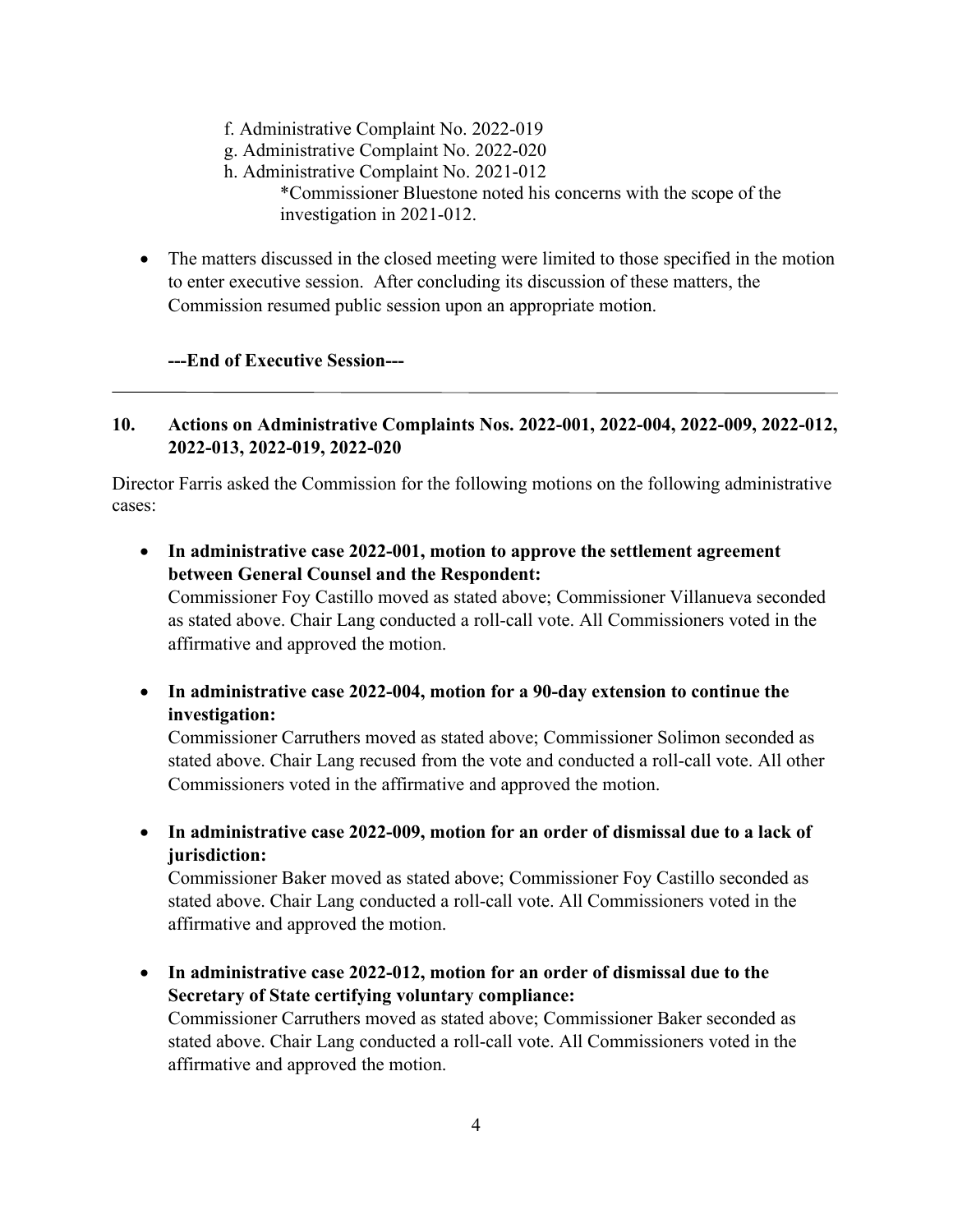f. Administrative Complaint No. 2022-019
g. Administrative Complaint No. 2022-020
h. Administrative Complaint No. 2021-012
   *Commissioner Bluestone noted his concerns with the scope of the investigation in 2021-012.

- The matters discussed in the closed meeting were limited to those specified in the motion to enter executive session. After concluding its discussion of these matters, the Commission resumed public session upon an appropriate motion.

**---End of Executive Session---**

---

## 10. Actions on Administrative Complaints Nos. 2022-001, 2022-004, 2022-009, 2022-012, 2022-013, 2022-019, 2022-020

Director Farris asked the Commission for the following motions on the following administrative cases:

- **In administrative case 2022-001, motion to approve the settlement agreement between General Counsel and the Respondent:**
  Commissioner Foy Castillo moved as stated above; Commissioner Villanueva seconded as stated above. Chair Lang conducted a roll-call vote. All Commissioners voted in the affirmative and approved the motion.

- **In administrative case 2022-004, motion for a 90-day extension to continue the investigation:**
  Commissioner Carruthers moved as stated above; Commissioner Solimon seconded as stated above. Chair Lang recused from the vote and conducted a roll-call vote. All other Commissioners voted in the affirmative and approved the motion.

- **In administrative case 2022-009, motion for an order of dismissal due to a lack of jurisdiction:**
  Commissioner Baker moved as stated above; Commissioner Foy Castillo seconded as stated above. Chair Lang conducted a roll-call vote. All Commissioners voted in the affirmative and approved the motion.

- **In administrative case 2022-012, motion for an order of dismissal due to the Secretary of State certifying voluntary compliance:**
  Commissioner Carruthers moved as stated above; Commissioner Baker seconded as stated above. Chair Lang conducted a roll-call vote. All Commissioners voted in the affirmative and approved the motion.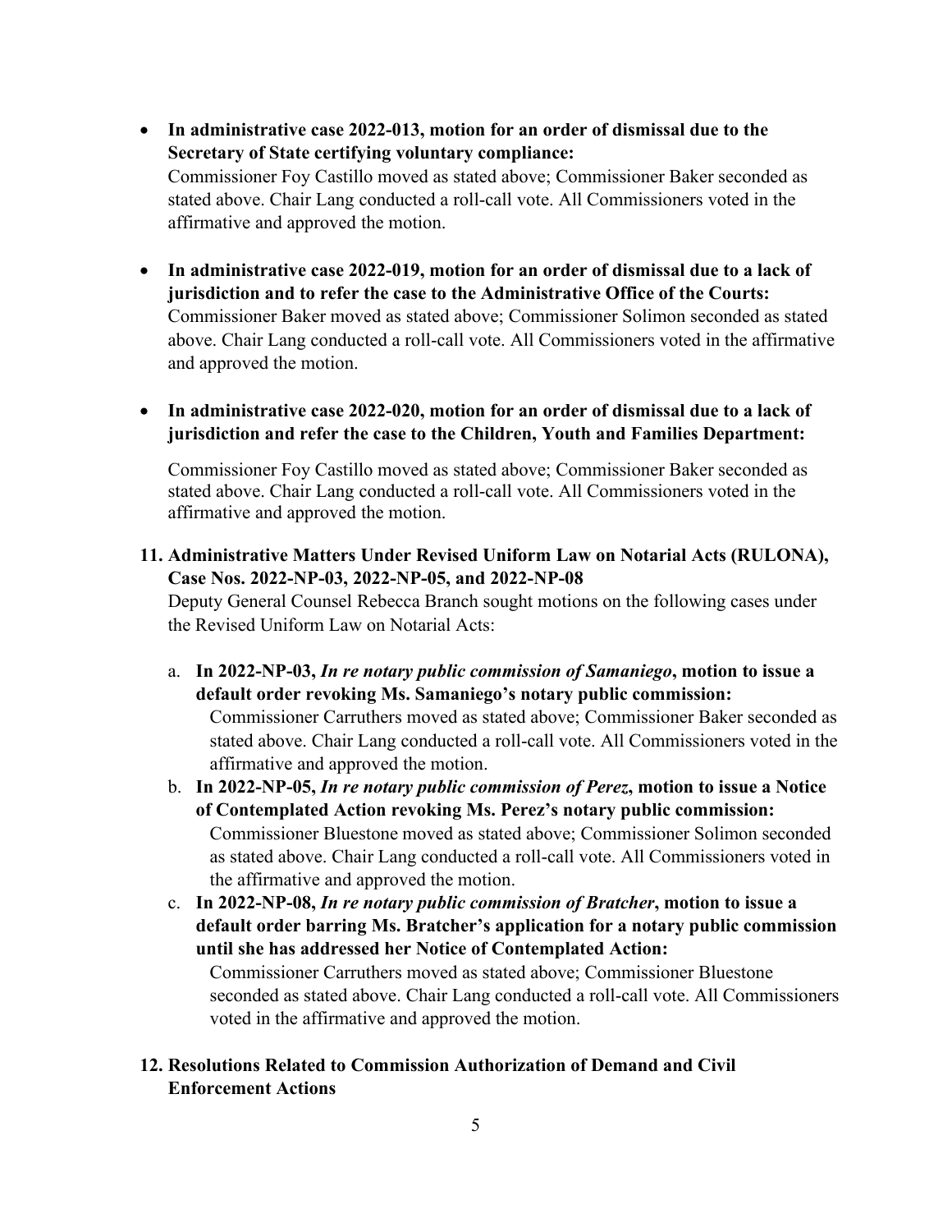- **In administrative case 2022-013, motion for an order of dismissal due to the Secretary of State certifying voluntary compliance:**
  Commissioner Foy Castillo moved as stated above; Commissioner Baker seconded as stated above. Chair Lang conducted a roll-call vote. All Commissioners voted in the affirmative and approved the motion.

- **In administrative case 2022-019, motion for an order of dismissal due to a lack of jurisdiction and to refer the case to the Administrative Office of the Courts:**
  Commissioner Baker moved as stated above; Commissioner Solimon seconded as stated above. Chair Lang conducted a roll-call vote. All Commissioners voted in the affirmative and approved the motion.

- **In administrative case 2022-020, motion for an order of dismissal due to a lack of jurisdiction and refer the case to the Children, Youth and Families Department:**

  Commissioner Foy Castillo moved as stated above; Commissioner Baker seconded as stated above. Chair Lang conducted a roll-call vote. All Commissioners voted in the affirmative and approved the motion.

**11. Administrative Matters Under Revised Uniform Law on Notarial Acts (RULONA), Case Nos. 2022-NP-03, 2022-NP-05, and 2022-NP-08**

Deputy General Counsel Rebecca Branch sought motions on the following cases under the Revised Uniform Law on Notarial Acts:

a. **In 2022-NP-03, *In re notary public commission of Samaniego*, motion to issue a default order revoking Ms. Samaniego's notary public commission:**
   Commissioner Carruthers moved as stated above; Commissioner Baker seconded as stated above. Chair Lang conducted a roll-call vote. All Commissioners voted in the affirmative and approved the motion.

b. **In 2022-NP-05, *In re notary public commission of Perez*, motion to issue a Notice of Contemplated Action revoking Ms. Perez's notary public commission:**
   Commissioner Bluestone moved as stated above; Commissioner Solimon seconded as stated above. Chair Lang conducted a roll-call vote. All Commissioners voted in the affirmative and approved the motion.

c. **In 2022-NP-08, *In re notary public commission of Bratcher*, motion to issue a default order barring Ms. Bratcher's application for a notary public commission until she has addressed her Notice of Contemplated Action:**
   Commissioner Carruthers moved as stated above; Commissioner Bluestone seconded as stated above. Chair Lang conducted a roll-call vote. All Commissioners voted in the affirmative and approved the motion.

**12. Resolutions Related to Commission Authorization of Demand and Civil Enforcement Actions**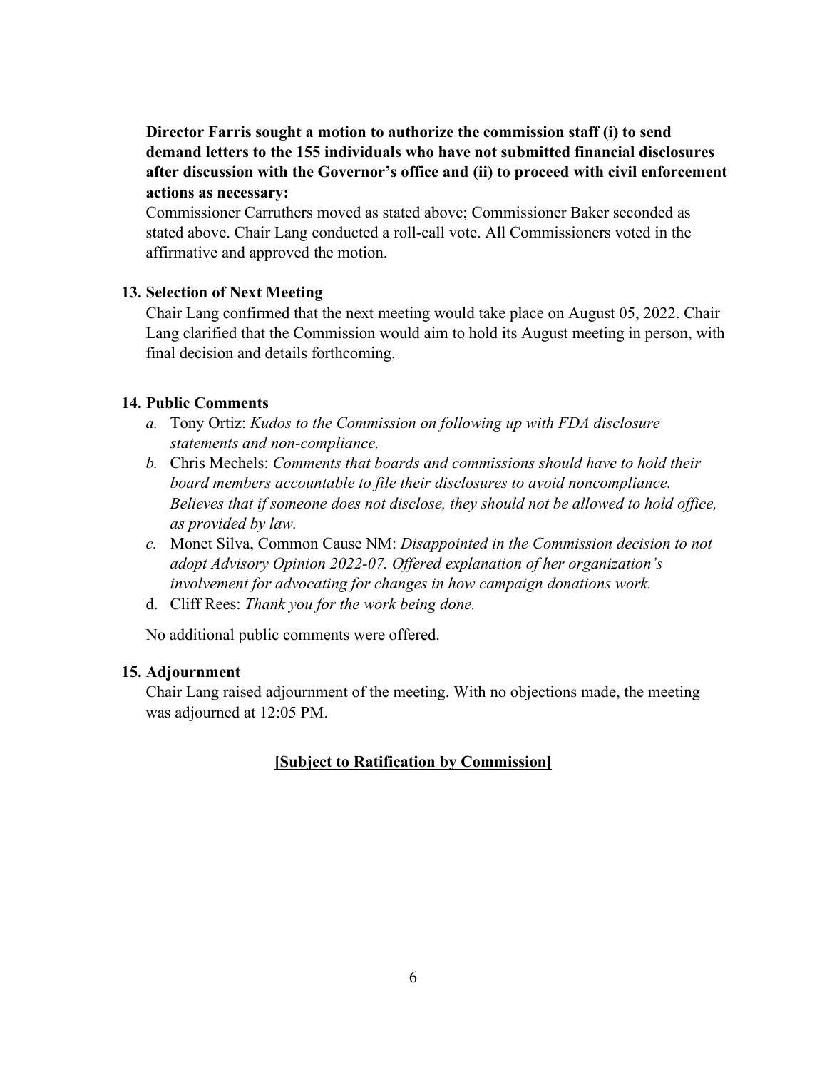**Director Farris sought a motion to authorize the commission staff (i) to send demand letters to the 155 individuals who have not submitted financial disclosures after discussion with the Governor's office and (ii) to proceed with civil enforcement actions as necessary:**

Commissioner Carruthers moved as stated above; Commissioner Baker seconded as stated above. Chair Lang conducted a roll-call vote. All Commissioners voted in the affirmative and approved the motion.

**13. Selection of Next Meeting**

Chair Lang confirmed that the next meeting would take place on August 05, 2022. Chair Lang clarified that the Commission would aim to hold its August meeting in person, with final decision and details forthcoming.

**14. Public Comments**

*a.* Tony Ortiz: *Kudos to the Commission on following up with FDA disclosure statements and non-compliance.*

*b.* Chris Mechels: *Comments that boards and commissions should have to hold their board members accountable to file their disclosures to avoid noncompliance. Believes that if someone does not disclose, they should not be allowed to hold office, as provided by law.*

*c.* Monet Silva, Common Cause NM: *Disappointed in the Commission decision to not adopt Advisory Opinion 2022-07. Offered explanation of her organization's involvement for advocating for changes in how campaign donations work.*

d. Cliff Rees: *Thank you for the work being done.*

No additional public comments were offered.

**15. Adjournment**

Chair Lang raised adjournment of the meeting. With no objections made, the meeting was adjourned at 12:05 PM.

**[Subject to Ratification by Commission]**